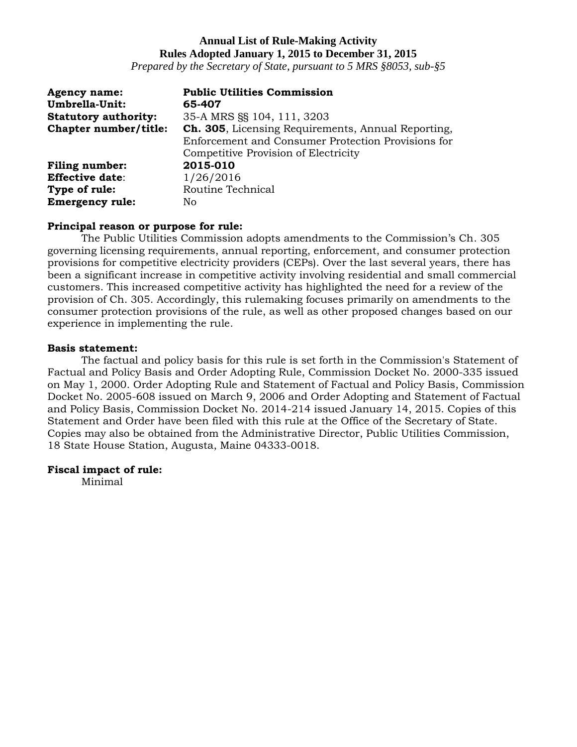**Annual List of Rule-Making Activity**
**Rules Adopted January 1, 2015 to December 31, 2015**
*Prepared by the Secretary of State, pursuant to 5 MRS §8053, sub-§5*

**Agency name:** **Public Utilities Commission**
**Umbrella-Unit:** **65-407**
**Statutory authority:** 35-A MRS §§ 104, 111, 3203
**Chapter number/title:** **Ch. 305**, Licensing Requirements, Annual Reporting, Enforcement and Consumer Protection Provisions for Competitive Provision of Electricity
**Filing number:** **2015-010**
**Effective date**: 1/26/2016
**Type of rule:** Routine Technical
**Emergency rule:** No

**Principal reason or purpose for rule:**

The Public Utilities Commission adopts amendments to the Commission's Ch. 305 governing licensing requirements, annual reporting, enforcement, and consumer protection provisions for competitive electricity providers (CEPs). Over the last several years, there has been a significant increase in competitive activity involving residential and small commercial customers. This increased competitive activity has highlighted the need for a review of the provision of Ch. 305. Accordingly, this rulemaking focuses primarily on amendments to the consumer protection provisions of the rule, as well as other proposed changes based on our experience in implementing the rule.

**Basis statement:**

The factual and policy basis for this rule is set forth in the Commission's Statement of Factual and Policy Basis and Order Adopting Rule, Commission Docket No. 2000-335 issued on May 1, 2000. Order Adopting Rule and Statement of Factual and Policy Basis, Commission Docket No. 2005-608 issued on March 9, 2006 and Order Adopting and Statement of Factual and Policy Basis, Commission Docket No. 2014-214 issued January 14, 2015. Copies of this Statement and Order have been filed with this rule at the Office of the Secretary of State. Copies may also be obtained from the Administrative Director, Public Utilities Commission, 18 State House Station, Augusta, Maine 04333-0018.

**Fiscal impact of rule:**

Minimal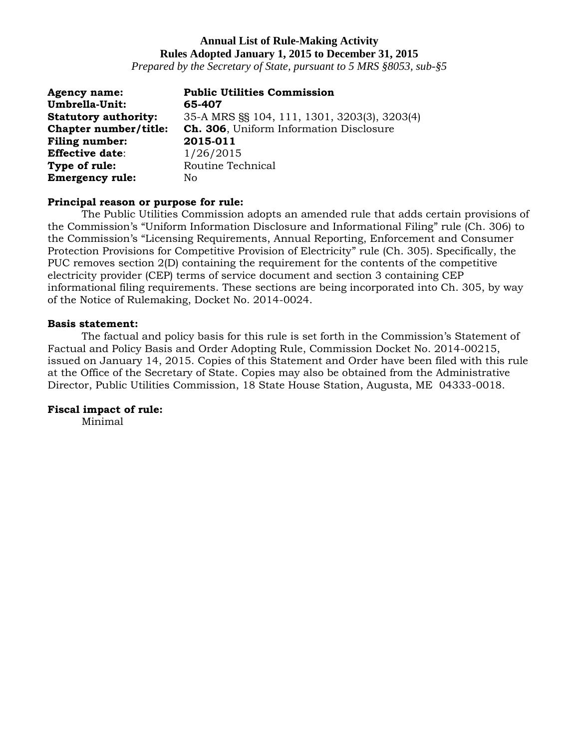**Annual List of Rule-Making Activity**
**Rules Adopted January 1, 2015 to December 31, 2015**
*Prepared by the Secretary of State, pursuant to 5 MRS §8053, sub-§5*

**Agency name:** **Public Utilities Commission**
**Umbrella-Unit:** **65-407**
**Statutory authority:** 35-A MRS §§ 104, 111, 1301, 3203(3), 3203(4)
**Chapter number/title:** **Ch. 306**, Uniform Information Disclosure
**Filing number:** **2015-011**
**Effective date**: 1/26/2015
**Type of rule:** Routine Technical
**Emergency rule:** No

**Principal reason or purpose for rule:**
The Public Utilities Commission adopts an amended rule that adds certain provisions of the Commission's "Uniform Information Disclosure and Informational Filing" rule (Ch. 306) to the Commission's "Licensing Requirements, Annual Reporting, Enforcement and Consumer Protection Provisions for Competitive Provision of Electricity" rule (Ch. 305). Specifically, the PUC removes section 2(D) containing the requirement for the contents of the competitive electricity provider (CEP) terms of service document and section 3 containing CEP informational filing requirements. These sections are being incorporated into Ch. 305, by way of the Notice of Rulemaking, Docket No. 2014-0024.

**Basis statement:**
The factual and policy basis for this rule is set forth in the Commission's Statement of Factual and Policy Basis and Order Adopting Rule, Commission Docket No. 2014-00215, issued on January 14, 2015. Copies of this Statement and Order have been filed with this rule at the Office of the Secretary of State. Copies may also be obtained from the Administrative Director, Public Utilities Commission, 18 State House Station, Augusta, ME 04333-0018.

**Fiscal impact of rule:**
Minimal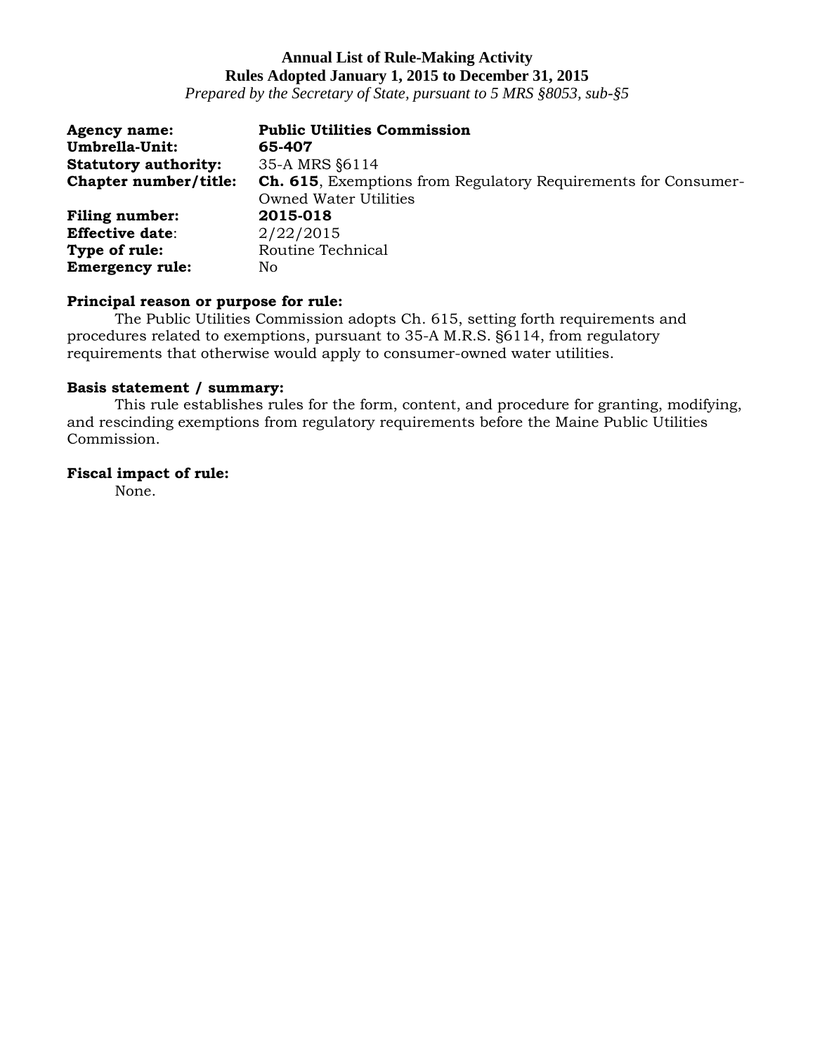**Annual List of Rule-Making Activity**
**Rules Adopted January 1, 2015 to December 31, 2015**
*Prepared by the Secretary of State, pursuant to 5 MRS §8053, sub-§5*

**Agency name:** **Public Utilities Commission**
**Umbrella-Unit:** **65-407**
**Statutory authority:** 35-A MRS §6114
**Chapter number/title:** **Ch. 615**, Exemptions from Regulatory Requirements for Consumer-Owned Water Utilities
**Filing number:** **2015-018**
**Effective date**: 2/22/2015
**Type of rule:** Routine Technical
**Emergency rule:** No

**Principal reason or purpose for rule:**
The Public Utilities Commission adopts Ch. 615, setting forth requirements and procedures related to exemptions, pursuant to 35-A M.R.S. §6114, from regulatory requirements that otherwise would apply to consumer-owned water utilities.

**Basis statement / summary:**
This rule establishes rules for the form, content, and procedure for granting, modifying, and rescinding exemptions from regulatory requirements before the Maine Public Utilities Commission.

**Fiscal impact of rule:**
None.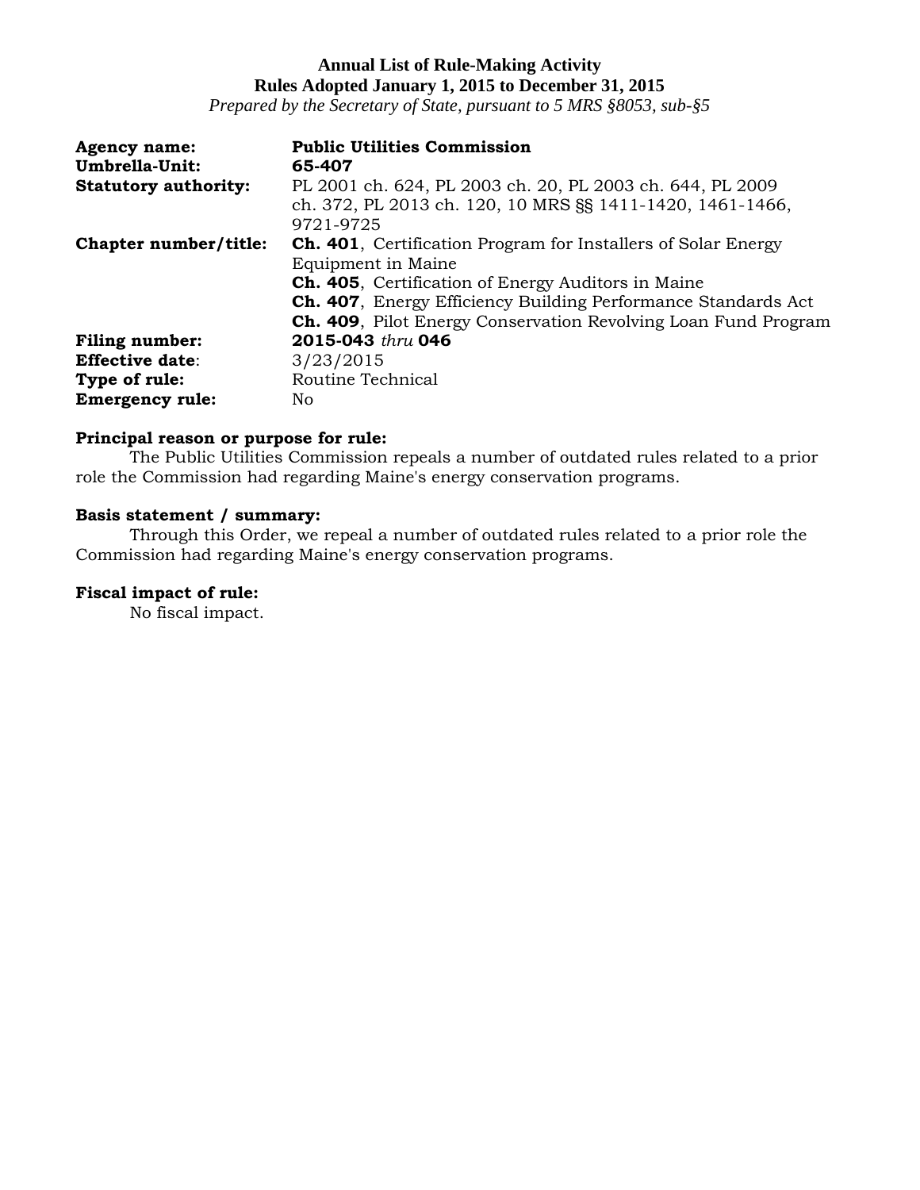**Annual List of Rule-Making Activity**
**Rules Adopted January 1, 2015 to December 31, 2015**
*Prepared by the Secretary of State, pursuant to 5 MRS §8053, sub-§5*

**Agency name:** **Public Utilities Commission**
**Umbrella-Unit:** **65-407**
**Statutory authority:** PL 2001 ch. 624, PL 2003 ch. 20, PL 2003 ch. 644, PL 2009 ch. 372, PL 2013 ch. 120, 10 MRS §§ 1411-1420, 1461-1466, 9721-9725
**Chapter number/title:** **Ch. 401**, Certification Program for Installers of Solar Energy Equipment in Maine
**Ch. 405**, Certification of Energy Auditors in Maine
**Ch. 407**, Energy Efficiency Building Performance Standards Act
**Ch. 409**, Pilot Energy Conservation Revolving Loan Fund Program
**Filing number:** **2015-043** *thru* **046**
**Effective date**: 3/23/2015
**Type of rule:** Routine Technical
**Emergency rule:** No

**Principal reason or purpose for rule:**
The Public Utilities Commission repeals a number of outdated rules related to a prior role the Commission had regarding Maine's energy conservation programs.

**Basis statement / summary:**
Through this Order, we repeal a number of outdated rules related to a prior role the Commission had regarding Maine's energy conservation programs.

**Fiscal impact of rule:**
No fiscal impact.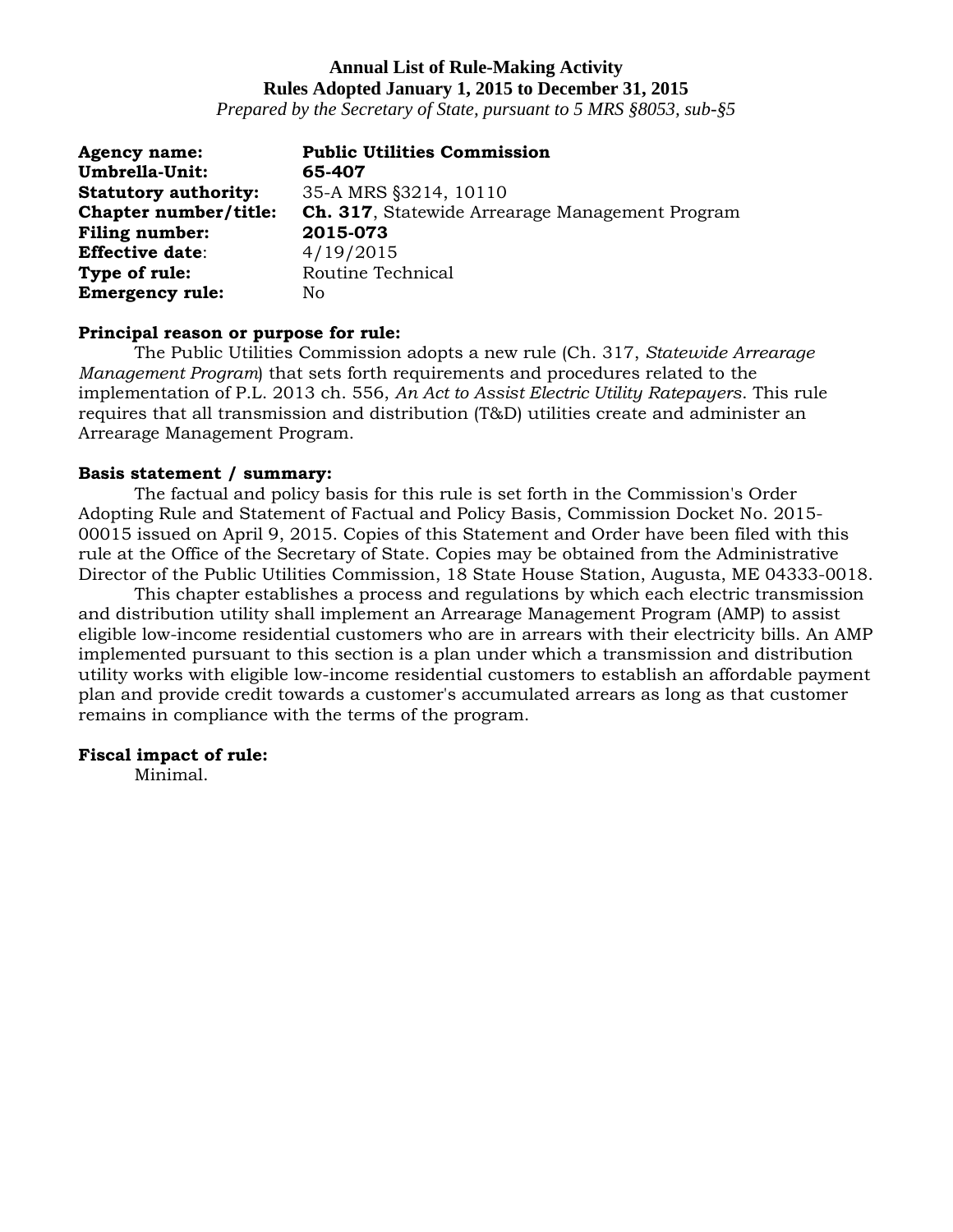**Annual List of Rule-Making Activity**
**Rules Adopted January 1, 2015 to December 31, 2015**
*Prepared by the Secretary of State, pursuant to 5 MRS §8053, sub-§5*

**Agency name:** **Public Utilities Commission**
**Umbrella-Unit:** **65-407**
**Statutory authority:** 35-A MRS §3214, 10110
**Chapter number/title:** **Ch. 317**, Statewide Arrearage Management Program
**Filing number:** **2015-073**
**Effective date**: 4/19/2015
**Type of rule:** Routine Technical
**Emergency rule:** No

**Principal reason or purpose for rule:**

The Public Utilities Commission adopts a new rule (Ch. 317, *Statewide Arrearage Management Program*) that sets forth requirements and procedures related to the implementation of P.L. 2013 ch. 556, *An Act to Assist Electric Utility Ratepayers*. This rule requires that all transmission and distribution (T&D) utilities create and administer an Arrearage Management Program.

**Basis statement / summary:**

The factual and policy basis for this rule is set forth in the Commission's Order Adopting Rule and Statement of Factual and Policy Basis, Commission Docket No. 2015-00015 issued on April 9, 2015. Copies of this Statement and Order have been filed with this rule at the Office of the Secretary of State. Copies may be obtained from the Administrative Director of the Public Utilities Commission, 18 State House Station, Augusta, ME 04333-0018.

This chapter establishes a process and regulations by which each electric transmission and distribution utility shall implement an Arrearage Management Program (AMP) to assist eligible low-income residential customers who are in arrears with their electricity bills. An AMP implemented pursuant to this section is a plan under which a transmission and distribution utility works with eligible low-income residential customers to establish an affordable payment plan and provide credit towards a customer's accumulated arrears as long as that customer remains in compliance with the terms of the program.

**Fiscal impact of rule:**

Minimal.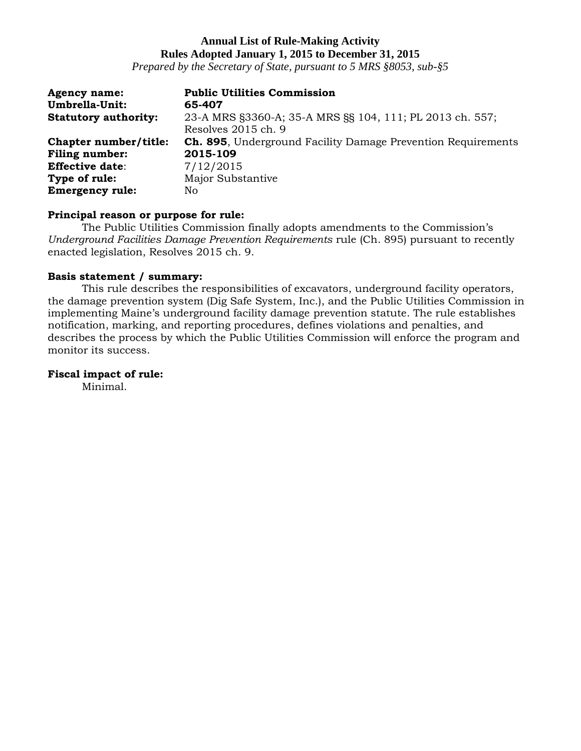**Annual List of Rule-Making Activity**
**Rules Adopted January 1, 2015 to December 31, 2015**
*Prepared by the Secretary of State, pursuant to 5 MRS §8053, sub-§5*

**Agency name:** **Public Utilities Commission**
**Umbrella-Unit:** **65-407**
**Statutory authority:** 23-A MRS §3360-A; 35-A MRS §§ 104, 111; PL 2013 ch. 557; Resolves 2015 ch. 9
**Chapter number/title:** **Ch. 895**, Underground Facility Damage Prevention Requirements
**Filing number:** **2015-109**
**Effective date**: 7/12/2015
**Type of rule:** Major Substantive
**Emergency rule:** No

**Principal reason or purpose for rule:**
The Public Utilities Commission finally adopts amendments to the Commission's *Underground Facilities Damage Prevention Requirements* rule (Ch. 895) pursuant to recently enacted legislation, Resolves 2015 ch. 9.

**Basis statement / summary:**
This rule describes the responsibilities of excavators, underground facility operators, the damage prevention system (Dig Safe System, Inc.), and the Public Utilities Commission in implementing Maine's underground facility damage prevention statute. The rule establishes notification, marking, and reporting procedures, defines violations and penalties, and describes the process by which the Public Utilities Commission will enforce the program and monitor its success.

**Fiscal impact of rule:**
Minimal.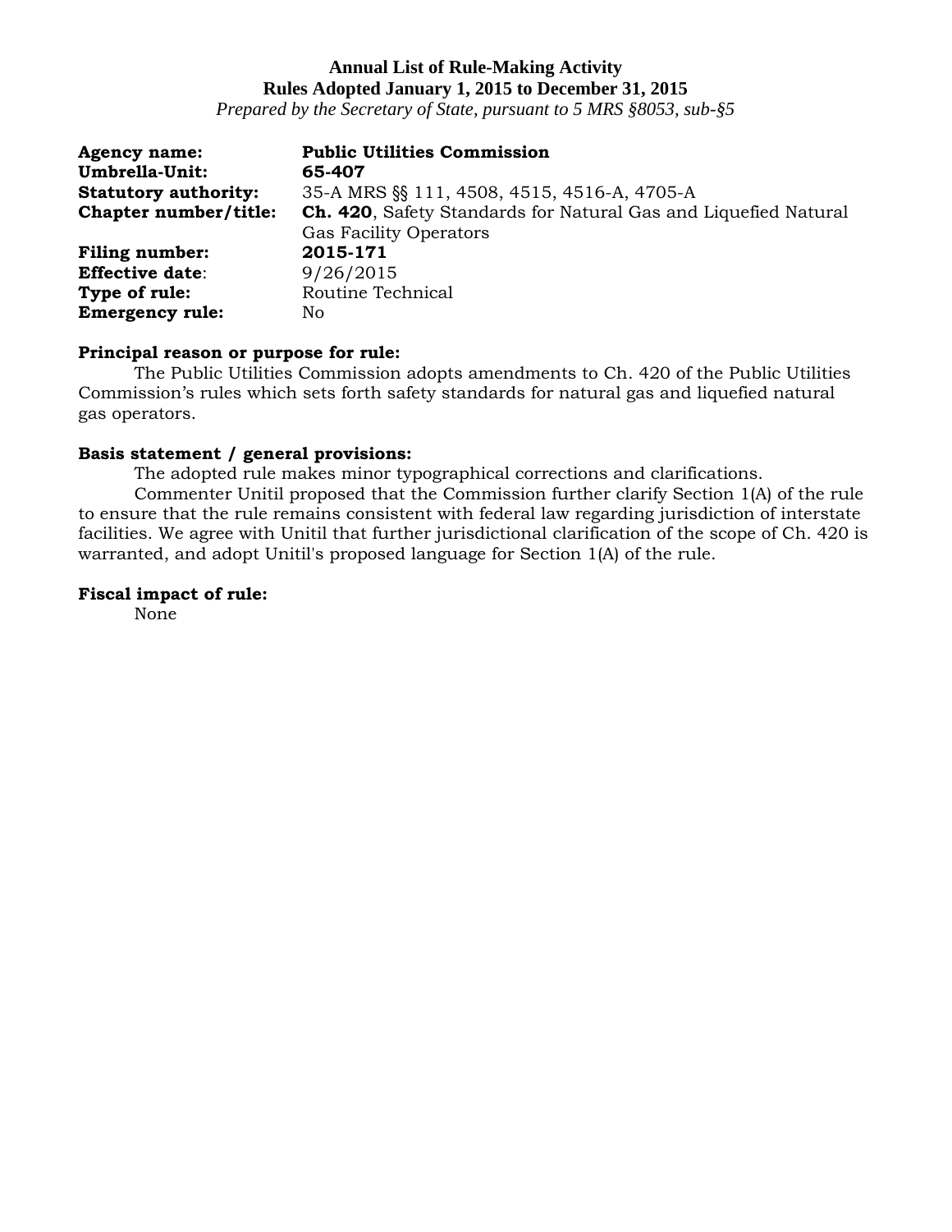**Annual List of Rule-Making Activity**
**Rules Adopted January 1, 2015 to December 31, 2015**
*Prepared by the Secretary of State, pursuant to 5 MRS §8053, sub-§5*

**Agency name:** **Public Utilities Commission**
**Umbrella-Unit:** **65-407**
**Statutory authority:** 35-A MRS §§ 111, 4508, 4515, 4516-A, 4705-A
**Chapter number/title:** **Ch. 420**, Safety Standards for Natural Gas and Liquefied Natural Gas Facility Operators
**Filing number:** **2015-171**
**Effective date**: 9/26/2015
**Type of rule:** Routine Technical
**Emergency rule:** No

**Principal reason or purpose for rule:**
The Public Utilities Commission adopts amendments to Ch. 420 of the Public Utilities Commission's rules which sets forth safety standards for natural gas and liquefied natural gas operators.

**Basis statement / general provisions:**
The adopted rule makes minor typographical corrections and clarifications.
Commenter Unitil proposed that the Commission further clarify Section 1(A) of the rule to ensure that the rule remains consistent with federal law regarding jurisdiction of interstate facilities. We agree with Unitil that further jurisdictional clarification of the scope of Ch. 420 is warranted, and adopt Unitil's proposed language for Section 1(A) of the rule.

**Fiscal impact of rule:**
None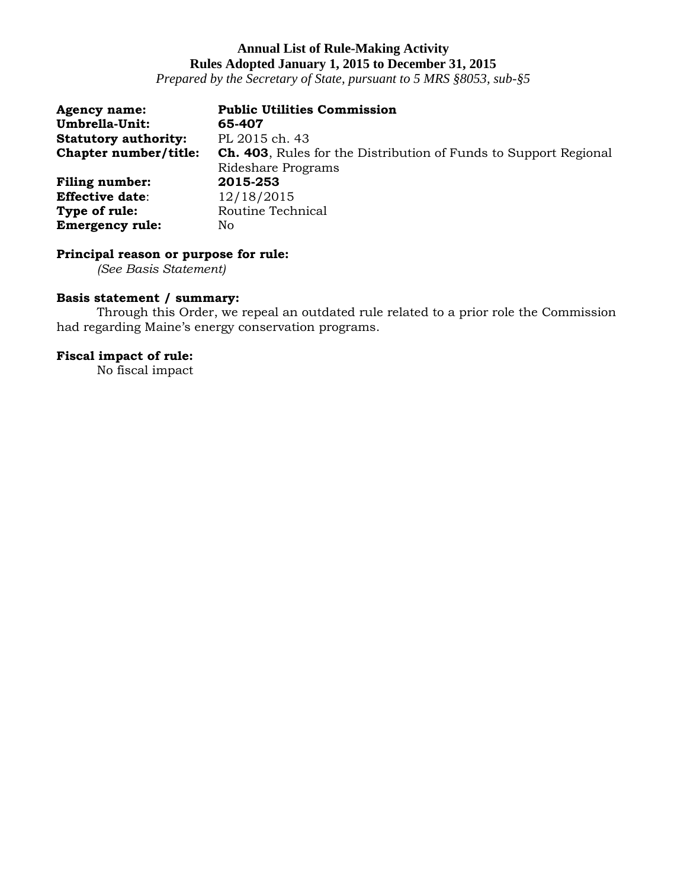**Annual List of Rule-Making Activity**
**Rules Adopted January 1, 2015 to December 31, 2015**
*Prepared by the Secretary of State, pursuant to 5 MRS §8053, sub-§5*

**Agency name:** **Public Utilities Commission**
**Umbrella-Unit:** **65-407**
**Statutory authority:** PL 2015 ch. 43
**Chapter number/title:** **Ch. 403**, Rules for the Distribution of Funds to Support Regional Rideshare Programs
**Filing number:** **2015-253**
**Effective date**: 12/18/2015
**Type of rule:** Routine Technical
**Emergency rule:** No

**Principal reason or purpose for rule:**
*(See Basis Statement)*

**Basis statement / summary:**
Through this Order, we repeal an outdated rule related to a prior role the Commission had regarding Maine's energy conservation programs.

**Fiscal impact of rule:**
No fiscal impact